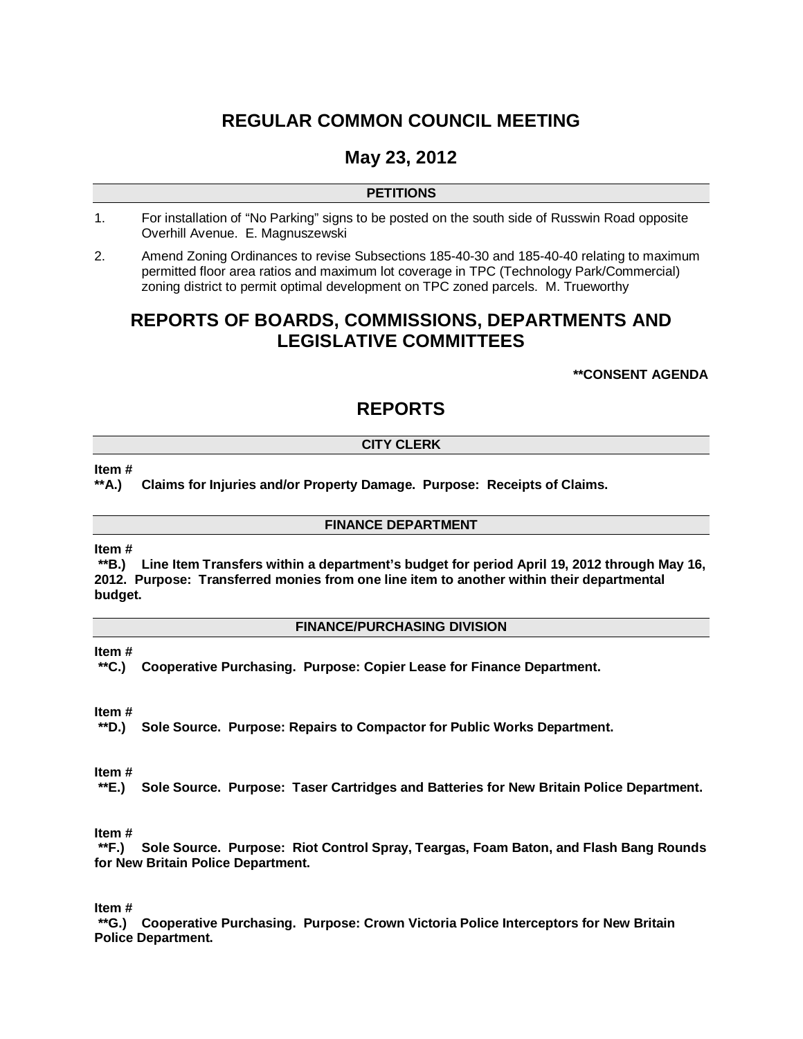# REGULAR COMMON COUNCIL MEETING

## May 23, 2012

### PETITIONS

1. For installation of "No Parking" signs to be posted on the south side of Russwin Road opposite Overhill Avenue. E. Magnuszewski

2. Amend Zoning Ordinances to revise Subsections 185-40-30 and 185-40-40 relating to maximum permitted floor area ratios and maximum lot coverage in TPC (Technology Park/Commercial) zoning district to permit optimal development on TPC zoned parcels. M. Trueworthy

# REPORTS OF BOARDS, COMMISSIONS, DEPARTMENTS AND LEGISLATIVE COMMITTEES

**\*\*CONSENT AGENDA**

# REPORTS

### CITY CLERK

**Item #**
**\*\*A.) Claims for Injuries and/or Property Damage. Purpose: Receipts of Claims.**

### FINANCE DEPARTMENT

**Item #**
**\*\*B.) Line Item Transfers within a department's budget for period April 19, 2012 through May 16, 2012. Purpose: Transferred monies from one line item to another within their departmental budget.**

### FINANCE/PURCHASING DIVISION

**Item #**
**\*\*C.) Cooperative Purchasing. Purpose: Copier Lease for Finance Department.**

**Item #**
**\*\*D.) Sole Source. Purpose: Repairs to Compactor for Public Works Department.**

**Item #**
**\*\*E.) Sole Source. Purpose: Taser Cartridges and Batteries for New Britain Police Department.**

**Item #**
**\*\*F.) Sole Source. Purpose: Riot Control Spray, Teargas, Foam Baton, and Flash Bang Rounds for New Britain Police Department.**

**Item #**
**\*\*G.) Cooperative Purchasing. Purpose: Crown Victoria Police Interceptors for New Britain Police Department.**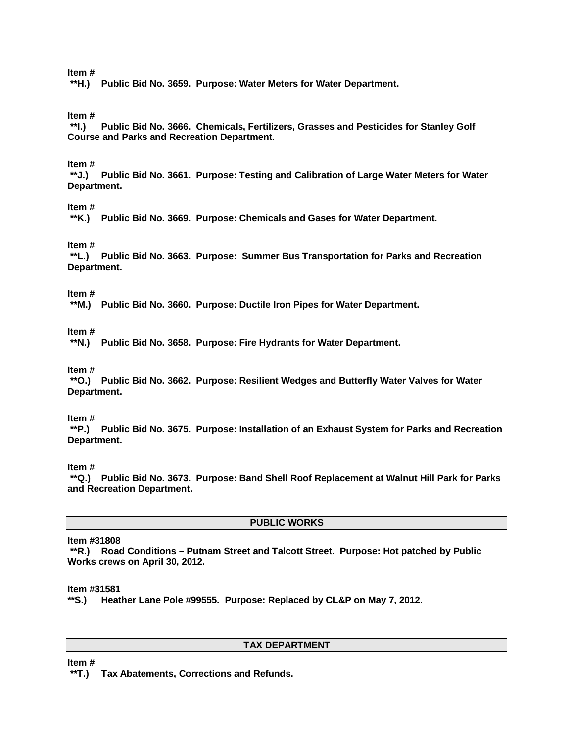**Item #**
**\*\*H.) Public Bid No. 3659. Purpose: Water Meters for Water Department.**

**Item #**
**\*\*I.) Public Bid No. 3666. Chemicals, Fertilizers, Grasses and Pesticides for Stanley Golf Course and Parks and Recreation Department.**

**Item #**
**\*\*J.) Public Bid No. 3661. Purpose: Testing and Calibration of Large Water Meters for Water Department.**

**Item #**
**\*\*K.) Public Bid No. 3669. Purpose: Chemicals and Gases for Water Department.**

**Item #**
**\*\*L.) Public Bid No. 3663. Purpose: Summer Bus Transportation for Parks and Recreation Department.**

**Item #**
**\*\*M.) Public Bid No. 3660. Purpose: Ductile Iron Pipes for Water Department.**

**Item #**
**\*\*N.) Public Bid No. 3658. Purpose: Fire Hydrants for Water Department.**

**Item #**
**\*\*O.) Public Bid No. 3662. Purpose: Resilient Wedges and Butterfly Water Valves for Water Department.**

**Item #**
**\*\*P.) Public Bid No. 3675. Purpose: Installation of an Exhaust System for Parks and Recreation Department.**

**Item #**
**\*\*Q.) Public Bid No. 3673. Purpose: Band Shell Roof Replacement at Walnut Hill Park for Parks and Recreation Department.**

## PUBLIC WORKS

**Item #31808**
**\*\*R.) Road Conditions – Putnam Street and Talcott Street. Purpose: Hot patched by Public Works crews on April 30, 2012.**

**Item #31581**
**\*\*S.) Heather Lane Pole #99555. Purpose: Replaced by CL&P on May 7, 2012.**

## TAX DEPARTMENT

**Item #**
**\*\*T.) Tax Abatements, Corrections and Refunds.**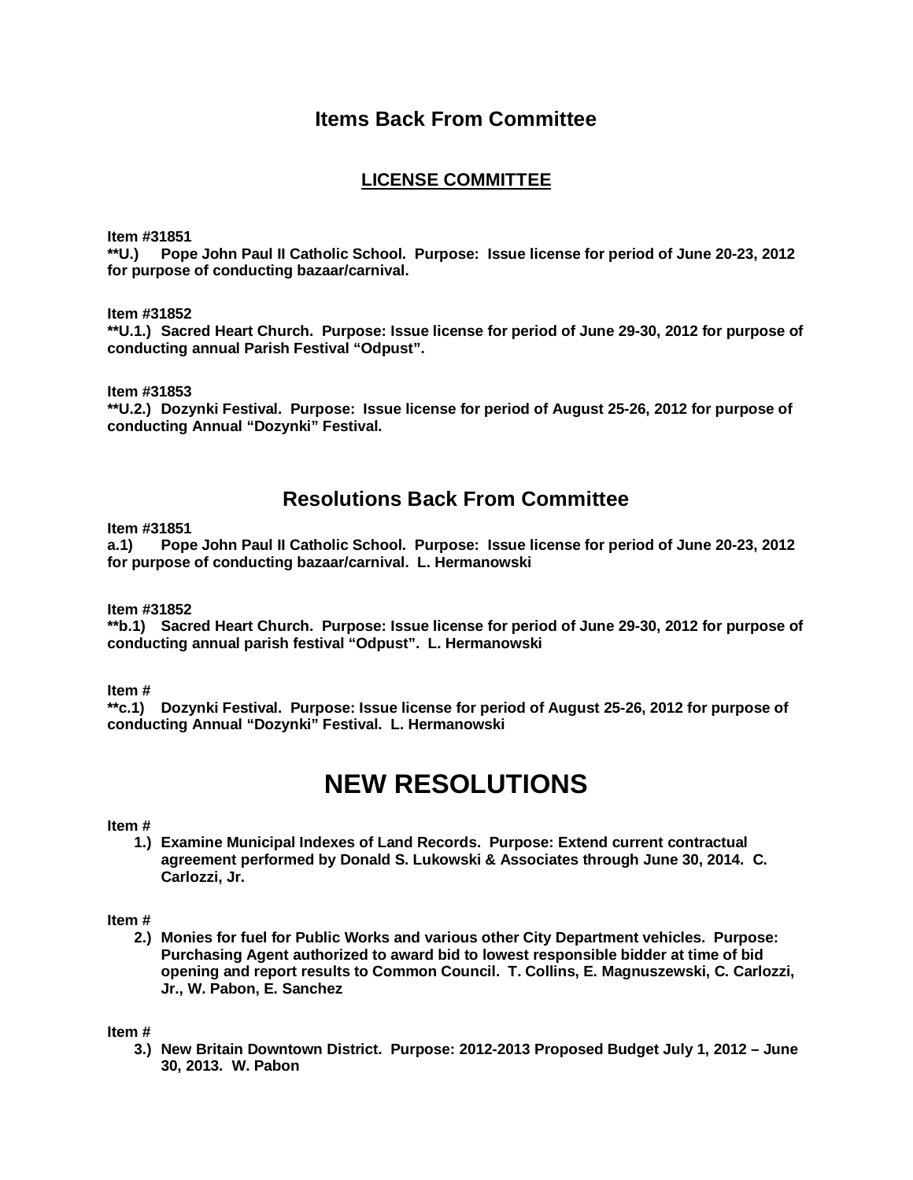## Items Back From Committee

### LICENSE COMMITTEE

**Item #31851**
**\*\*U.) Pope John Paul II Catholic School. Purpose: Issue license for period of June 20-23, 2012 for purpose of conducting bazaar/carnival.**

**Item #31852**
**\*\*U.1.) Sacred Heart Church. Purpose: Issue license for period of June 29-30, 2012 for purpose of conducting annual Parish Festival "Odpust".**

**Item #31853**
**\*\*U.2.) Dozynki Festival. Purpose: Issue license for period of August 25-26, 2012 for purpose of conducting Annual "Dozynki" Festival.**

## Resolutions Back From Committee

**Item #31851**
**a.1) Pope John Paul II Catholic School. Purpose: Issue license for period of June 20-23, 2012 for purpose of conducting bazaar/carnival. L. Hermanowski**

**Item #31852**
**\*\*b.1) Sacred Heart Church. Purpose: Issue license for period of June 29-30, 2012 for purpose of conducting annual parish festival "Odpust". L. Hermanowski**

**Item #**
**\*\*c.1) Dozynki Festival. Purpose: Issue license for period of August 25-26, 2012 for purpose of conducting Annual "Dozynki" Festival. L. Hermanowski**

# NEW RESOLUTIONS

**Item #**

1. **Examine Municipal Indexes of Land Records. Purpose: Extend current contractual agreement performed by Donald S. Lukowski & Associates through June 30, 2014. C. Carlozzi, Jr.**

**Item #**

2. **Monies for fuel for Public Works and various other City Department vehicles. Purpose: Purchasing Agent authorized to award bid to lowest responsible bidder at time of bid opening and report results to Common Council. T. Collins, E. Magnuszewski, C. Carlozzi, Jr., W. Pabon, E. Sanchez**

**Item #**

3. **New Britain Downtown District. Purpose: 2012-2013 Proposed Budget July 1, 2012 – June 30, 2013. W. Pabon**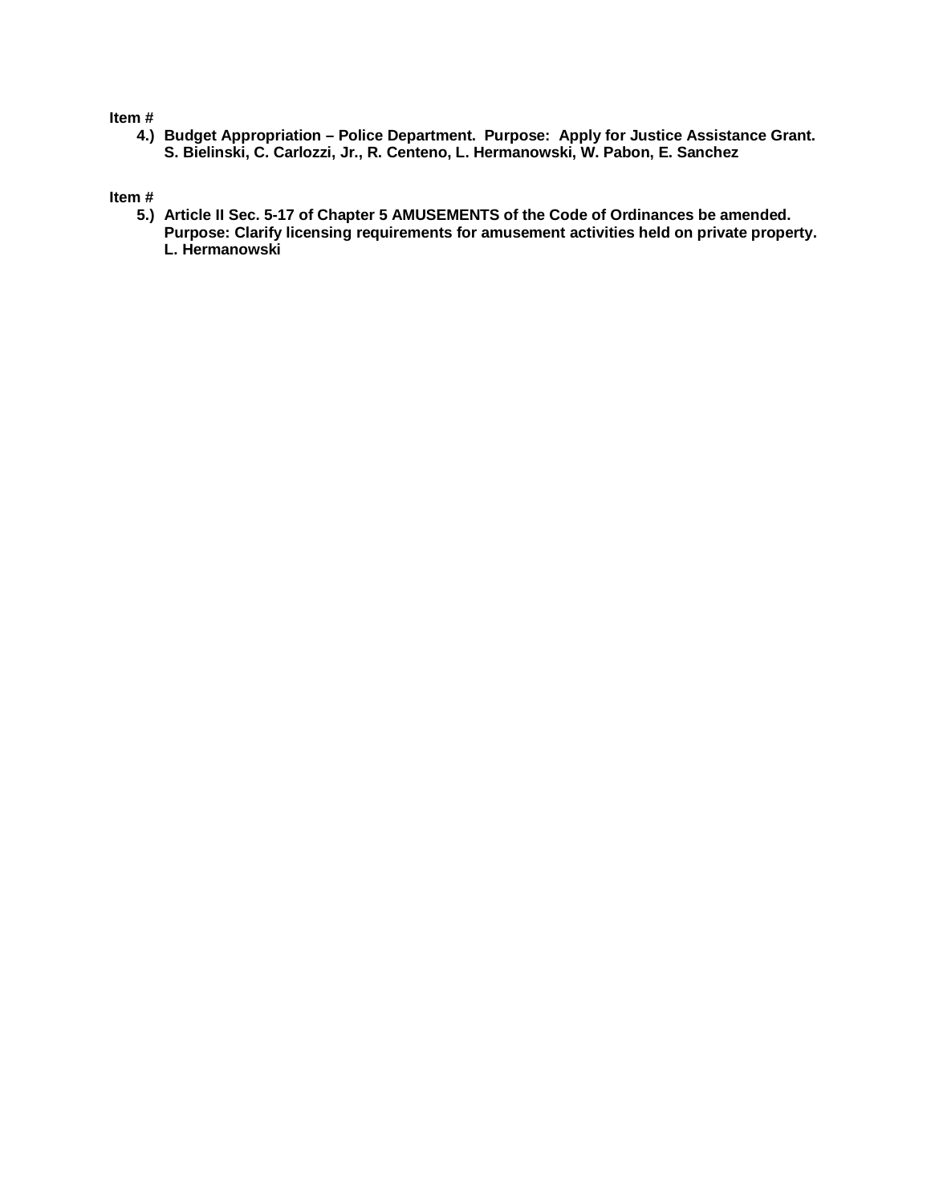**Item #**

**4.) Budget Appropriation – Police Department. Purpose: Apply for Justice Assistance Grant. S. Bielinski, C. Carlozzi, Jr., R. Centeno, L. Hermanowski, W. Pabon, E. Sanchez**

**Item #**

**5.) Article II Sec. 5-17 of Chapter 5 AMUSEMENTS of the Code of Ordinances be amended. Purpose: Clarify licensing requirements for amusement activities held on private property. L. Hermanowski**